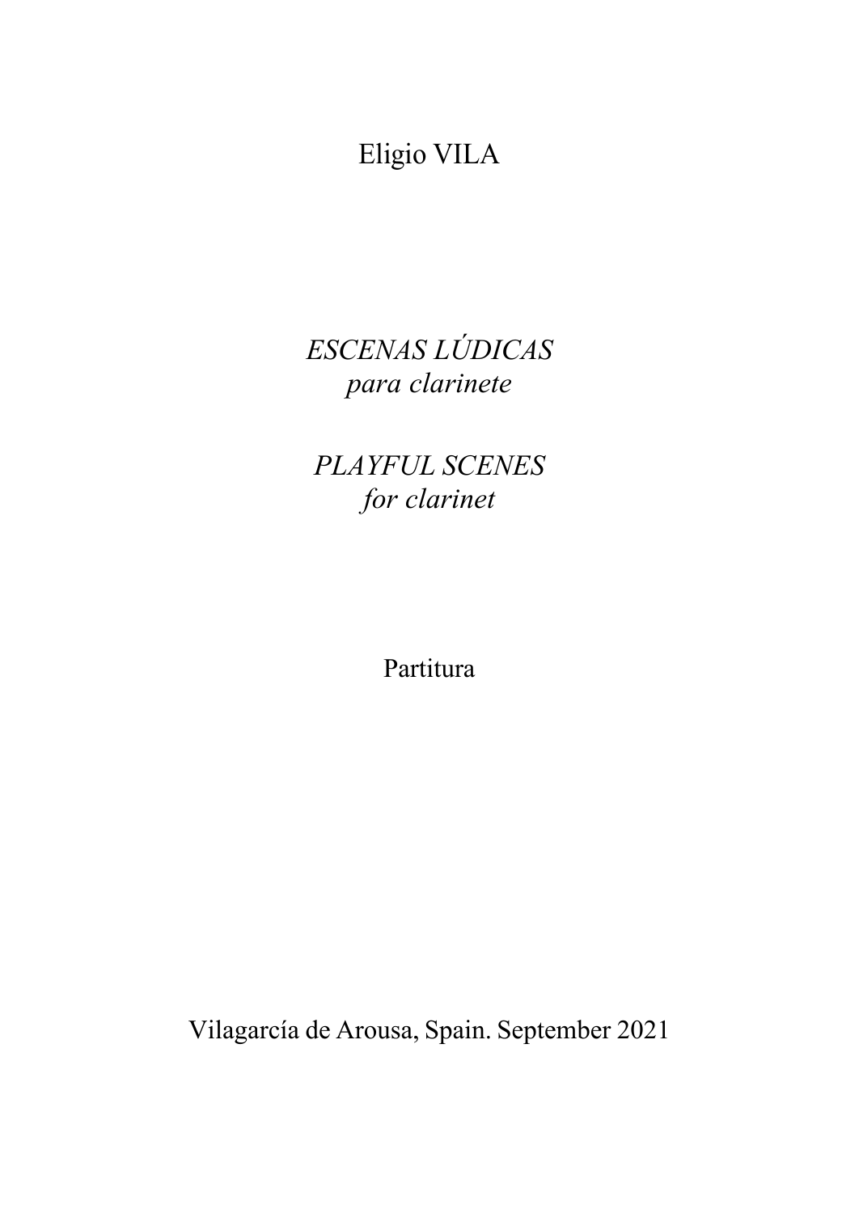Eligio VILA

# *ESCENAS LÚDICAS*
*para clarinete*

# *PLAYFUL SCENES*
*for clarinet*

Partitura

Vilagarcía de Arousa, Spain. September 2021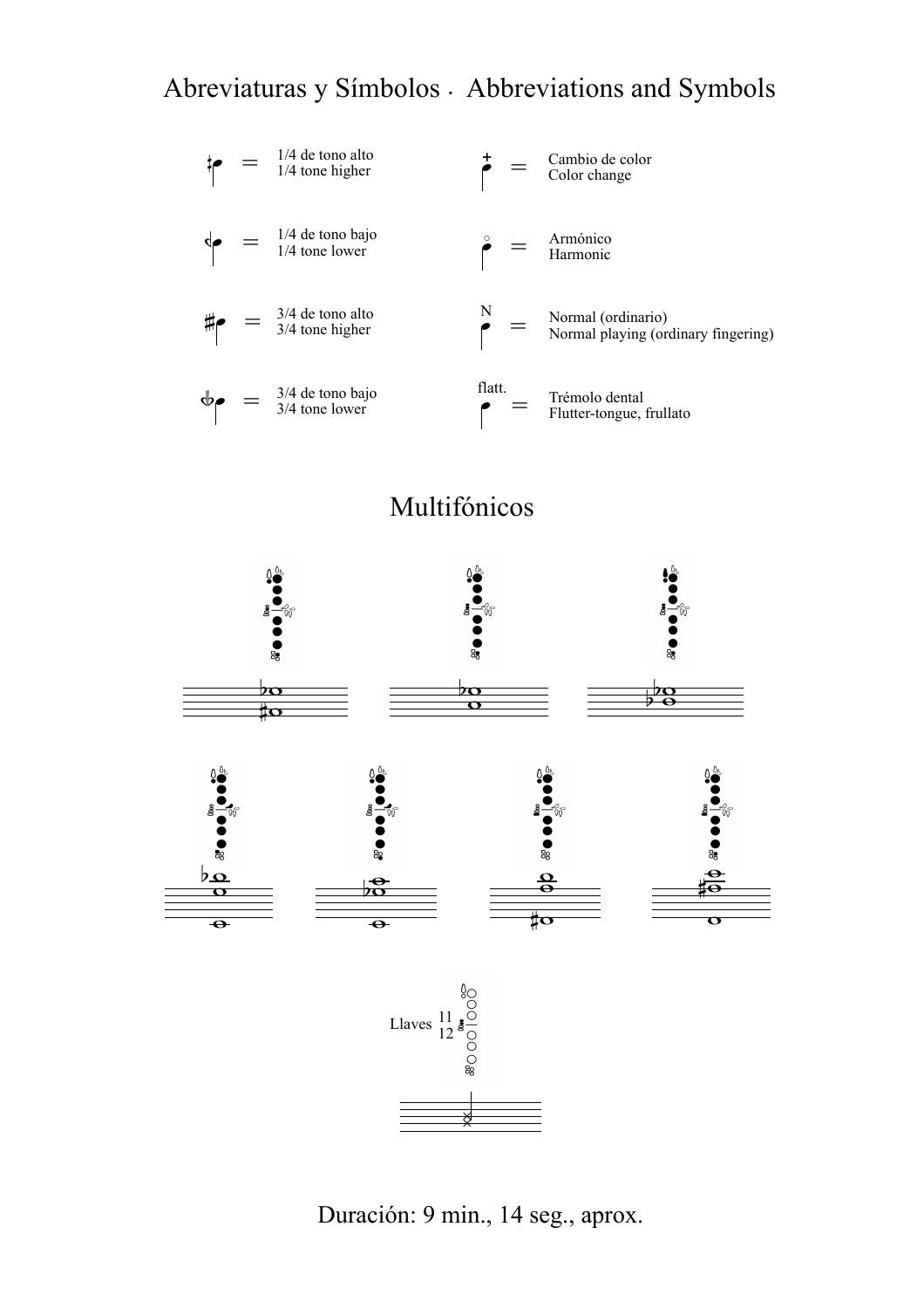# Abreviaturas y Símbolos · Abbreviations and Symbols

| Símbolo | Significado | Símbolo | Significado |
| --- | --- | --- | --- |
| = | 1/4 de tono alto<br>1/4 tone higher | + = | Cambio de color<br>Color change |
| = | 1/4 de tono bajo<br>1/4 tone lower | ○ = | Armónico<br>Harmonic |
| = | 3/4 de tono alto<br>3/4 tone higher | N = | Normal (ordinario)<br>Normal playing (ordinary fingering) |
| = | 3/4 de tono bajo<br>3/4 tone lower | flatt. = | Trémolo dental<br>Flutter-tongue, frullato |

## Multifónicos

Llaves 11 12

Duración: 9 min., 14 seg., aprox.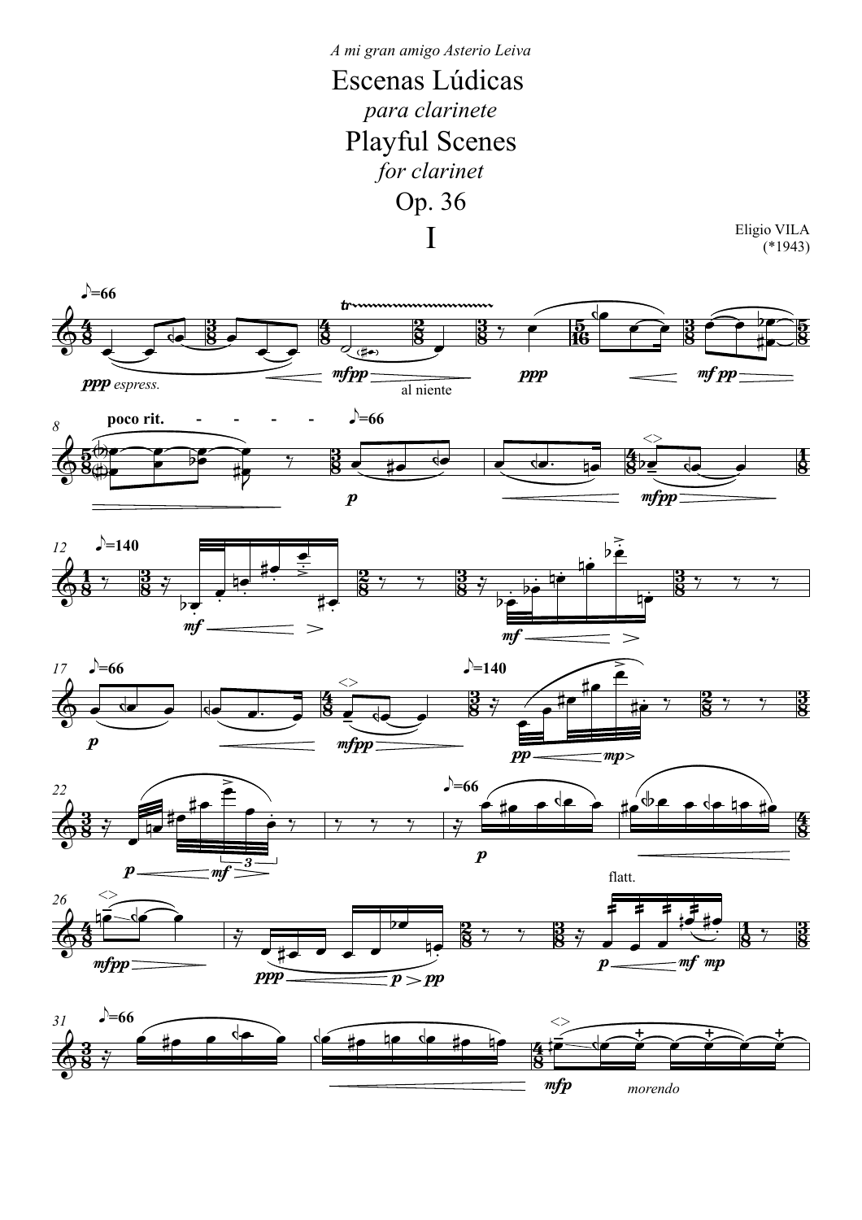*A mi gran amigo Asterio Leiva*

# Escenas Lúdicas

*para clarinete*

# Playful Scenes

*for clarinet*

# Op. 36

# I

Eligio VILA
(*1943)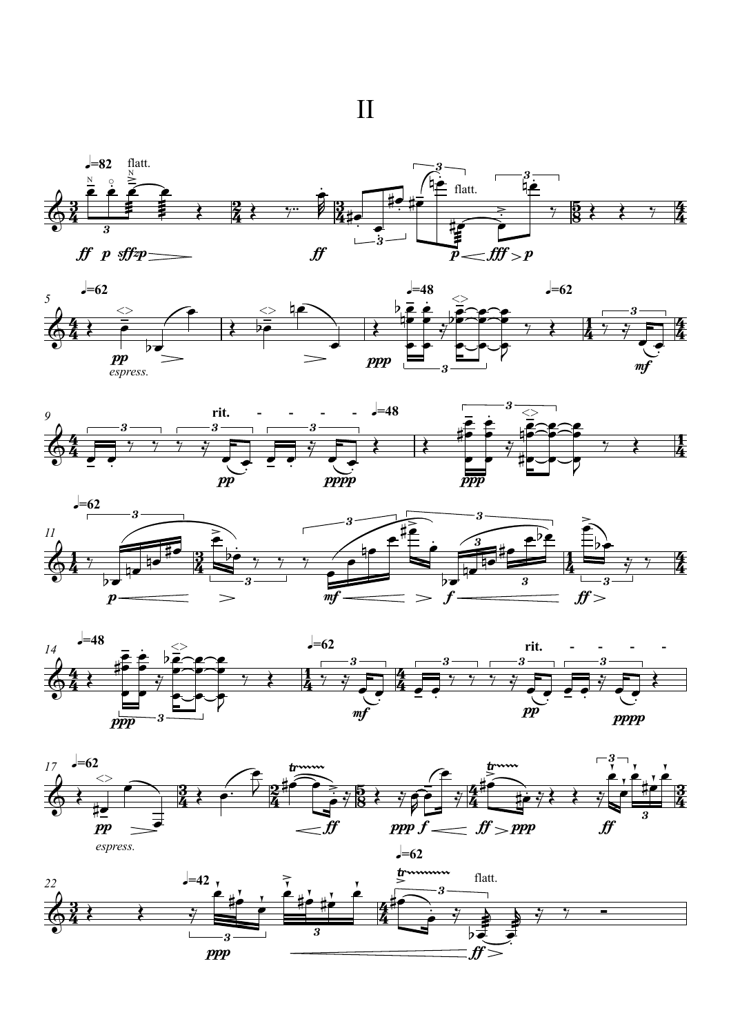# II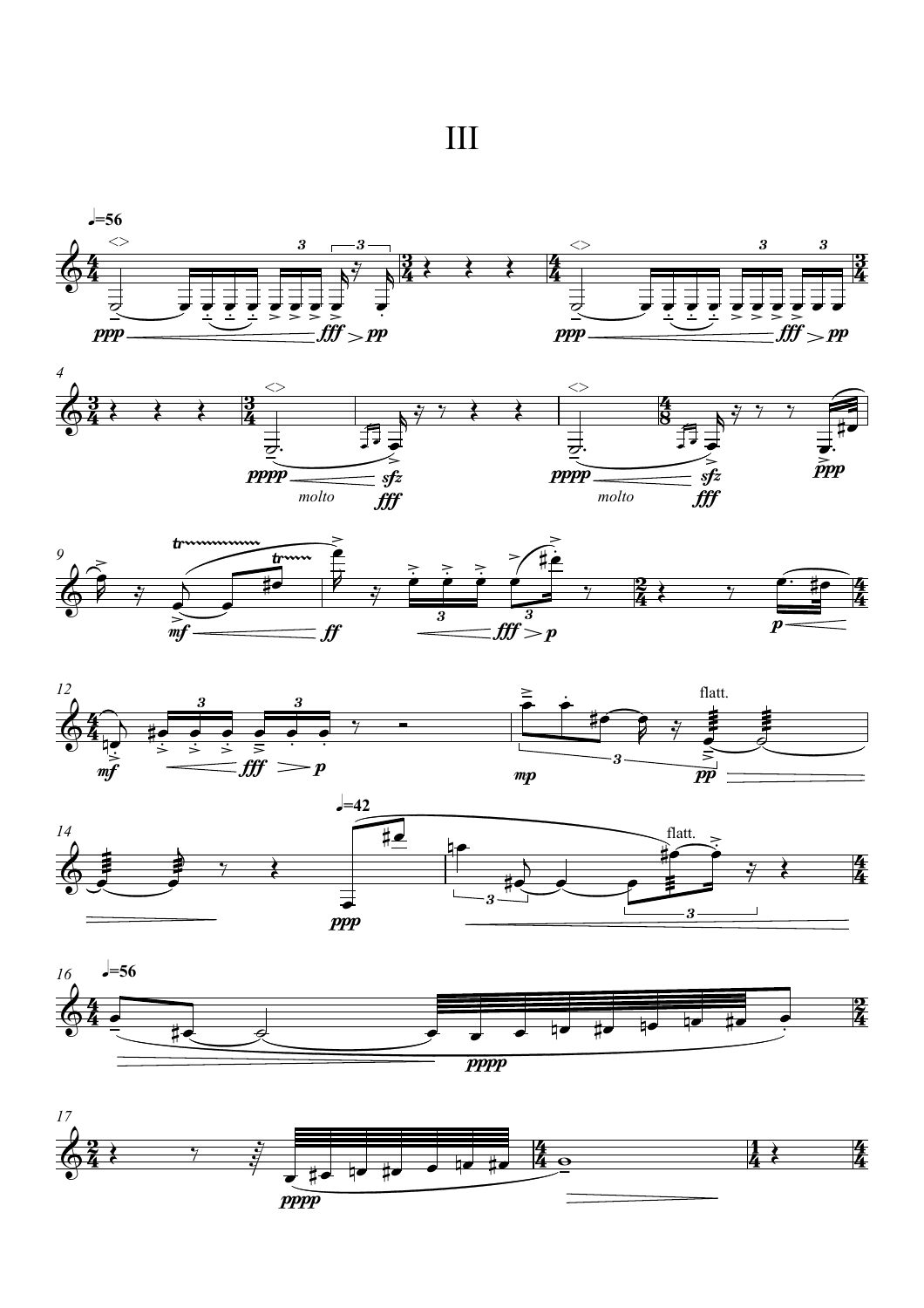# III